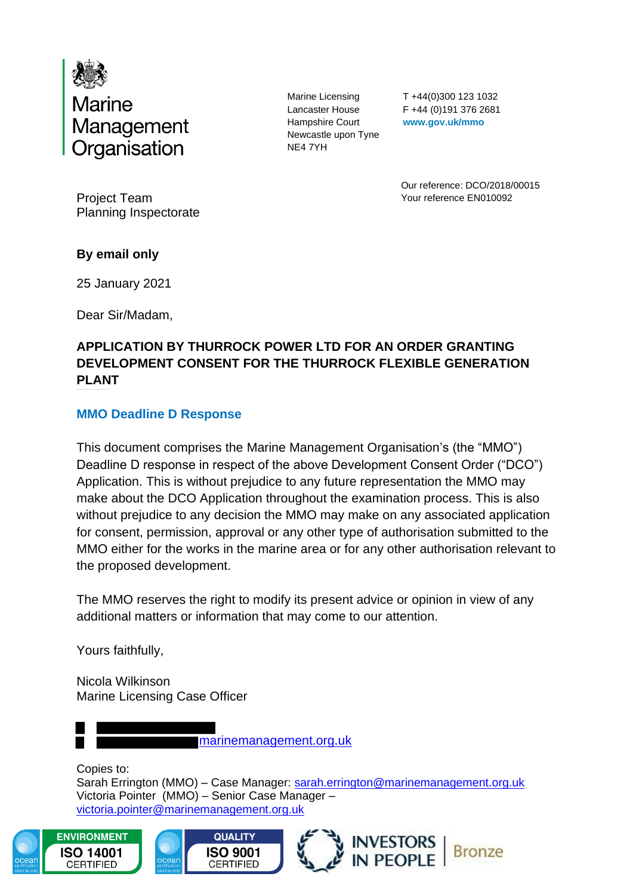Marine Management Organisation

Marine Licensing
Lancaster House
Hampshire Court
Newcastle upon Tyne
NE4 7YH

T +44(0)300 123 1032
F +44 (0)191 376 2681
**www.gov.uk/mmo**

Project Team
Planning Inspectorate

Our reference: DCO/2018/00015
Your reference EN010092

**By email only**

25 January 2021

Dear Sir/Madam,

**APPLICATION BY THURROCK POWER LTD FOR AN ORDER GRANTING DEVELOPMENT CONSENT FOR THE THURROCK FLEXIBLE GENERATION PLANT**

## MMO Deadline D Response

This document comprises the Marine Management Organisation's (the "MMO") Deadline D response in respect of the above Development Consent Order ("DCO") Application. This is without prejudice to any future representation the MMO may make about the DCO Application throughout the examination process. This is also without prejudice to any decision the MMO may make on any associated application for consent, permission, approval or any other type of authorisation submitted to the MMO either for the works in the marine area or for any other authorisation relevant to the proposed development.

The MMO reserves the right to modify its present advice or opinion in view of any additional matters or information that may come to our attention.

Yours faithfully,

Nicola Wilkinson
Marine Licensing Case Officer

[REDACTED]
[REDACTED]marinemanagement.org.uk

Copies to:
Sarah Errington (MMO) – Case Manager: sarah.errington@marinemanagement.org.uk
Victoria Pointer (MMO) – Senior Case Manager – victoria.pointer@marinemanagement.org.uk

ENVIRONMENT ISO 14001 CERTIFIED | QUALITY ISO 9001 CERTIFIED | INVESTORS IN PEOPLE Bronze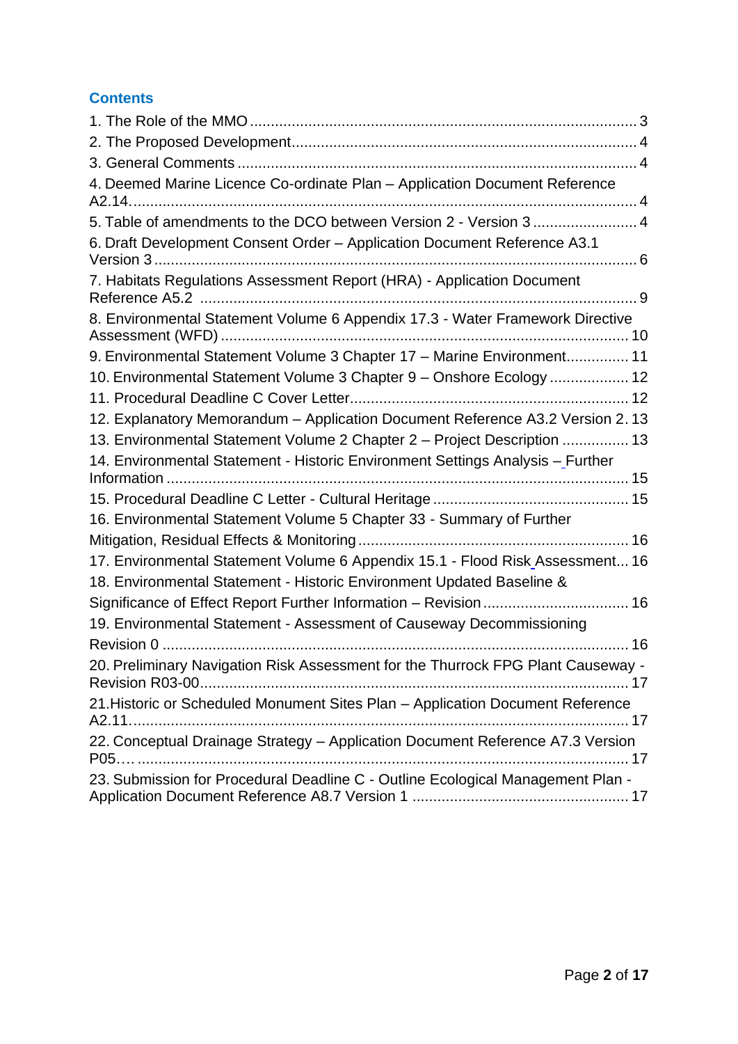## Contents

1. The Role of the MMO ... 3
2. The Proposed Development ... 4
3. General Comments ... 4
4. Deemed Marine Licence Co-ordinate Plan – Application Document Reference A2.14. ... 4
5. Table of amendments to the DCO between Version 2 - Version 3 ... 4
6. Draft Development Consent Order – Application Document Reference A3.1 Version 3 ... 6
7. Habitats Regulations Assessment Report (HRA) - Application Document Reference A5.2 ... 9
8. Environmental Statement Volume 6 Appendix 17.3 - Water Framework Directive Assessment (WFD) ... 10
9. Environmental Statement Volume 3 Chapter 17 – Marine Environment ... 11
10. Environmental Statement Volume 3 Chapter 9 – Onshore Ecology ... 12
11. Procedural Deadline C Cover Letter ... 12
12. Explanatory Memorandum – Application Document Reference A3.2 Version 2. 13
13. Environmental Statement Volume 2 Chapter 2 – Project Description ... 13
14. Environmental Statement - Historic Environment Settings Analysis – Further Information ... 15
15. Procedural Deadline C Letter - Cultural Heritage ... 15
16. Environmental Statement Volume 5 Chapter 33 - Summary of Further Mitigation, Residual Effects & Monitoring ... 16
17. Environmental Statement Volume 6 Appendix 15.1 - Flood Risk Assessment... 16
18. Environmental Statement - Historic Environment Updated Baseline & Significance of Effect Report Further Information – Revision ... 16
19. Environmental Statement - Assessment of Causeway Decommissioning Revision 0 ... 16
20. Preliminary Navigation Risk Assessment for the Thurrock FPG Plant Causeway - Revision R03-00 ... 17
21. Historic or Scheduled Monument Sites Plan – Application Document Reference A2.11. ... 17
22. Conceptual Drainage Strategy – Application Document Reference A7.3 Version P05.… ... 17
23. Submission for Procedural Deadline C - Outline Ecological Management Plan - Application Document Reference A8.7 Version 1 ... 17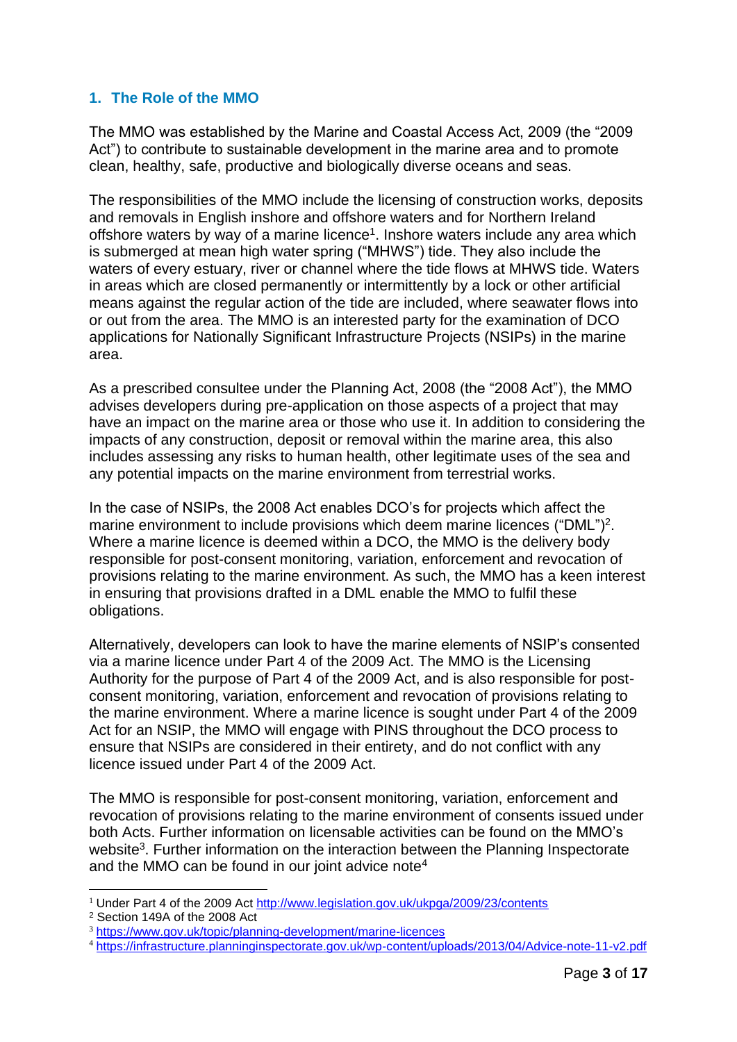## 1. The Role of the MMO

The MMO was established by the Marine and Coastal Access Act, 2009 (the "2009 Act") to contribute to sustainable development in the marine area and to promote clean, healthy, safe, productive and biologically diverse oceans and seas.

The responsibilities of the MMO include the licensing of construction works, deposits and removals in English inshore and offshore waters and for Northern Ireland offshore waters by way of a marine licence[1]. Inshore waters include any area which is submerged at mean high water spring ("MHWS") tide. They also include the waters of every estuary, river or channel where the tide flows at MHWS tide. Waters in areas which are closed permanently or intermittently by a lock or other artificial means against the regular action of the tide are included, where seawater flows into or out from the area. The MMO is an interested party for the examination of DCO applications for Nationally Significant Infrastructure Projects (NSIPs) in the marine area.

As a prescribed consultee under the Planning Act, 2008 (the "2008 Act"), the MMO advises developers during pre-application on those aspects of a project that may have an impact on the marine area or those who use it. In addition to considering the impacts of any construction, deposit or removal within the marine area, this also includes assessing any risks to human health, other legitimate uses of the sea and any potential impacts on the marine environment from terrestrial works.

In the case of NSIPs, the 2008 Act enables DCO's for projects which affect the marine environment to include provisions which deem marine licences ("DML")[2]. Where a marine licence is deemed within a DCO, the MMO is the delivery body responsible for post-consent monitoring, variation, enforcement and revocation of provisions relating to the marine environment. As such, the MMO has a keen interest in ensuring that provisions drafted in a DML enable the MMO to fulfil these obligations.

Alternatively, developers can look to have the marine elements of NSIP's consented via a marine licence under Part 4 of the 2009 Act. The MMO is the Licensing Authority for the purpose of Part 4 of the 2009 Act, and is also responsible for post-consent monitoring, variation, enforcement and revocation of provisions relating to the marine environment. Where a marine licence is sought under Part 4 of the 2009 Act for an NSIP, the MMO will engage with PINS throughout the DCO process to ensure that NSIPs are considered in their entirety, and do not conflict with any licence issued under Part 4 of the 2009 Act.

The MMO is responsible for post-consent monitoring, variation, enforcement and revocation of provisions relating to the marine environment of consents issued under both Acts. Further information on licensable activities can be found on the MMO's website[3]. Further information on the interaction between the Planning Inspectorate and the MMO can be found in our joint advice note[4]

---

[1] Under Part 4 of the 2009 Act http://www.legislation.gov.uk/ukpga/2009/23/contents

[2] Section 149A of the 2008 Act

[3] https://www.gov.uk/topic/planning-development/marine-licences

[4] https://infrastructure.planninginspectorate.gov.uk/wp-content/uploads/2013/04/Advice-note-11-v2.pdf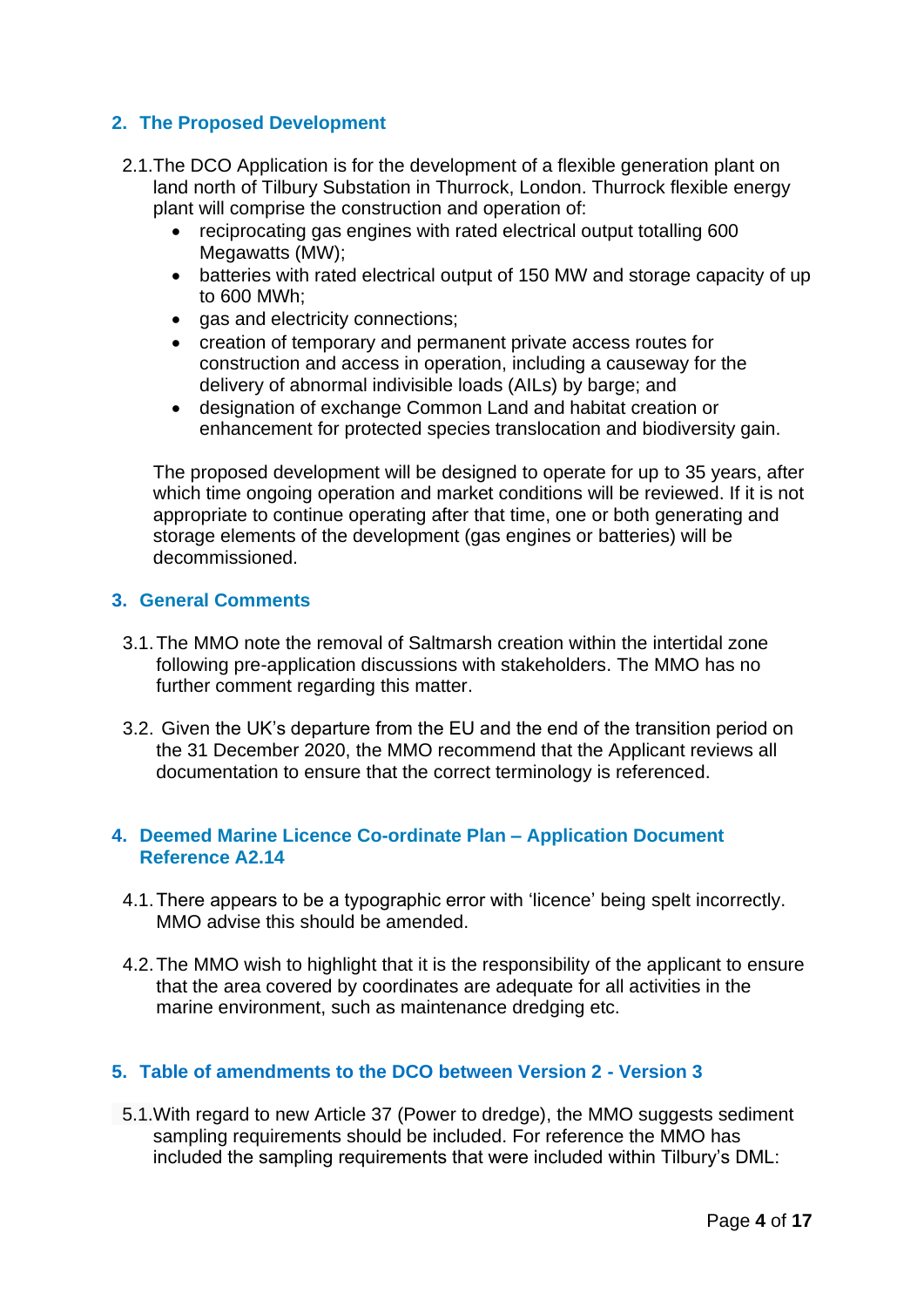## 2. The Proposed Development

2.1. The DCO Application is for the development of a flexible generation plant on land north of Tilbury Substation in Thurrock, London. Thurrock flexible energy plant will comprise the construction and operation of:

- reciprocating gas engines with rated electrical output totalling 600 Megawatts (MW);
- batteries with rated electrical output of 150 MW and storage capacity of up to 600 MWh;
- gas and electricity connections;
- creation of temporary and permanent private access routes for construction and access in operation, including a causeway for the delivery of abnormal indivisible loads (AILs) by barge; and
- designation of exchange Common Land and habitat creation or enhancement for protected species translocation and biodiversity gain.

The proposed development will be designed to operate for up to 35 years, after which time ongoing operation and market conditions will be reviewed. If it is not appropriate to continue operating after that time, one or both generating and storage elements of the development (gas engines or batteries) will be decommissioned.

## 3. General Comments

3.1. The MMO note the removal of Saltmarsh creation within the intertidal zone following pre-application discussions with stakeholders. The MMO has no further comment regarding this matter.

3.2. Given the UK's departure from the EU and the end of the transition period on the 31 December 2020, the MMO recommend that the Applicant reviews all documentation to ensure that the correct terminology is referenced.

## 4. Deemed Marine Licence Co-ordinate Plan – Application Document Reference A2.14

4.1. There appears to be a typographic error with 'licence' being spelt incorrectly. MMO advise this should be amended.

4.2. The MMO wish to highlight that it is the responsibility of the applicant to ensure that the area covered by coordinates are adequate for all activities in the marine environment, such as maintenance dredging etc.

## 5. Table of amendments to the DCO between Version 2 - Version 3

5.1. With regard to new Article 37 (Power to dredge), the MMO suggests sediment sampling requirements should be included. For reference the MMO has included the sampling requirements that were included within Tilbury's DML: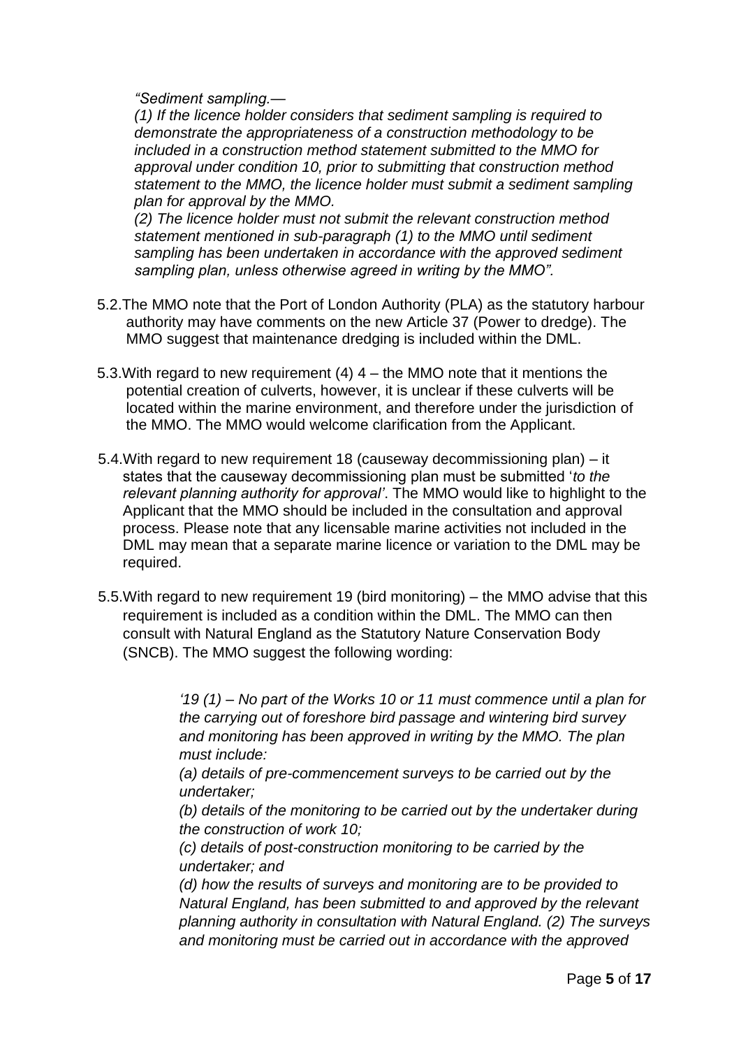*"Sediment sampling.—*

*(1) If the licence holder considers that sediment sampling is required to demonstrate the appropriateness of a construction methodology to be included in a construction method statement submitted to the MMO for approval under condition 10, prior to submitting that construction method statement to the MMO, the licence holder must submit a sediment sampling plan for approval by the MMO.*

*(2) The licence holder must not submit the relevant construction method statement mentioned in sub-paragraph (1) to the MMO until sediment sampling has been undertaken in accordance with the approved sediment sampling plan, unless otherwise agreed in writing by the MMO".*

5.2. The MMO note that the Port of London Authority (PLA) as the statutory harbour authority may have comments on the new Article 37 (Power to dredge). The MMO suggest that maintenance dredging is included within the DML.

5.3. With regard to new requirement (4) 4 – the MMO note that it mentions the potential creation of culverts, however, it is unclear if these culverts will be located within the marine environment, and therefore under the jurisdiction of the MMO. The MMO would welcome clarification from the Applicant.

5.4. With regard to new requirement 18 (causeway decommissioning plan) – it states that the causeway decommissioning plan must be submitted '*to the relevant planning authority for approval'*. The MMO would like to highlight to the Applicant that the MMO should be included in the consultation and approval process. Please note that any licensable marine activities not included in the DML may mean that a separate marine licence or variation to the DML may be required.

5.5. With regard to new requirement 19 (bird monitoring) – the MMO advise that this requirement is included as a condition within the DML. The MMO can then consult with Natural England as the Statutory Nature Conservation Body (SNCB). The MMO suggest the following wording:

> *'19 (1) – No part of the Works 10 or 11 must commence until a plan for the carrying out of foreshore bird passage and wintering bird survey and monitoring has been approved in writing by the MMO. The plan must include:*
>
> *(a) details of pre-commencement surveys to be carried out by the undertaker;*
>
> *(b) details of the monitoring to be carried out by the undertaker during the construction of work 10;*
>
> *(c) details of post-construction monitoring to be carried by the undertaker; and*
>
> *(d) how the results of surveys and monitoring are to be provided to Natural England, has been submitted to and approved by the relevant planning authority in consultation with Natural England. (2) The surveys and monitoring must be carried out in accordance with the approved*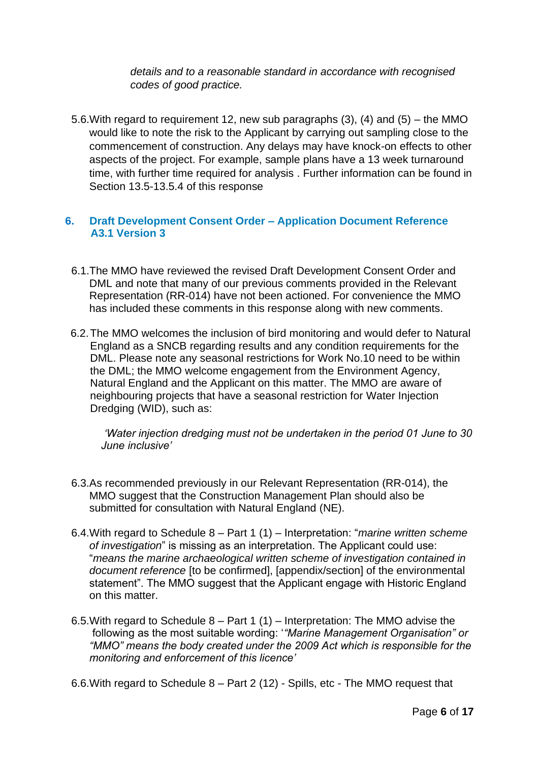*details and to a reasonable standard in accordance with recognised codes of good practice.*

5.6. With regard to requirement 12, new sub paragraphs (3), (4) and (5) – the MMO would like to note the risk to the Applicant by carrying out sampling close to the commencement of construction. Any delays may have knock-on effects to other aspects of the project. For example, sample plans have a 13 week turnaround time, with further time required for analysis . Further information can be found in Section 13.5-13.5.4 of this response

## 6. Draft Development Consent Order – Application Document Reference A3.1 Version 3

6.1. The MMO have reviewed the revised Draft Development Consent Order and DML and note that many of our previous comments provided in the Relevant Representation (RR-014) have not been actioned. For convenience the MMO has included these comments in this response along with new comments.

6.2. The MMO welcomes the inclusion of bird monitoring and would defer to Natural England as a SNCB regarding results and any condition requirements for the DML. Please note any seasonal restrictions for Work No.10 need to be within the DML; the MMO welcome engagement from the Environment Agency, Natural England and the Applicant on this matter. The MMO are aware of neighbouring projects that have a seasonal restriction for Water Injection Dredging (WID), such as:

> *'Water injection dredging must not be undertaken in the period 01 June to 30 June inclusive'*

6.3. As recommended previously in our Relevant Representation (RR-014), the MMO suggest that the Construction Management Plan should also be submitted for consultation with Natural England (NE).

6.4. With regard to Schedule 8 – Part 1 (1) – Interpretation: "*marine written scheme of investigation*" is missing as an interpretation. The Applicant could use: "*means the marine archaeological written scheme of investigation contained in document reference* [to be confirmed], [appendix/section] of the environmental statement". The MMO suggest that the Applicant engage with Historic England on this matter.

6.5. With regard to Schedule 8 – Part 1 (1) – Interpretation: The MMO advise the following as the most suitable wording: '*"Marine Management Organisation" or "MMO" means the body created under the 2009 Act which is responsible for the monitoring and enforcement of this licence'*

6.6. With regard to Schedule 8 – Part 2 (12) - Spills, etc - The MMO request that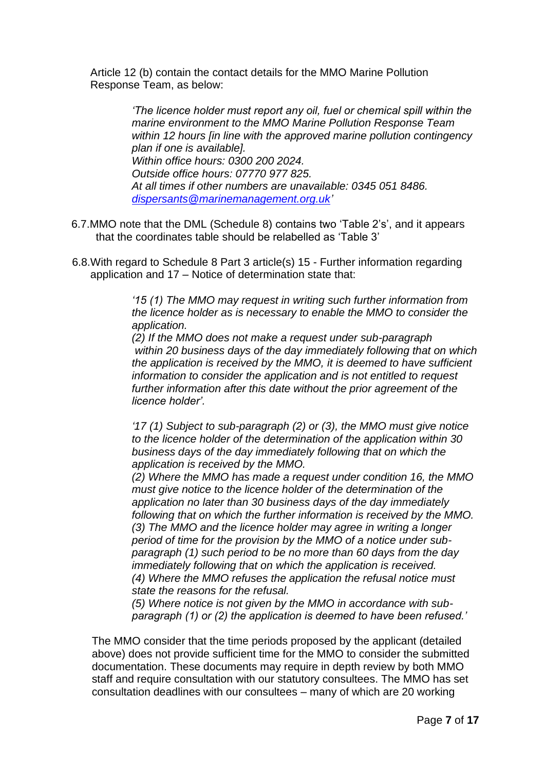Article 12 (b) contain the contact details for the MMO Marine Pollution Response Team, as below:

> *'The licence holder must report any oil, fuel or chemical spill within the marine environment to the MMO Marine Pollution Response Team within 12 hours [in line with the approved marine pollution contingency plan if one is available].*
> *Within office hours: 0300 200 2024.*
> *Outside office hours: 07770 977 825.*
> *At all times if other numbers are unavailable: 0345 051 8486.*
> *[dispersants@marinemanagement.org.uk](mailto:dispersants@marinemanagement.org.uk)'*

6.7. MMO note that the DML (Schedule 8) contains two 'Table 2's', and it appears that the coordinates table should be relabelled as 'Table 3'

6.8. With regard to Schedule 8 Part 3 article(s) 15 - Further information regarding application and 17 – Notice of determination state that:

> *'15 (1) The MMO may request in writing such further information from the licence holder as is necessary to enable the MMO to consider the application.*
> *(2) If the MMO does not make a request under sub-paragraph within 20 business days of the day immediately following that on which the application is received by the MMO, it is deemed to have sufficient information to consider the application and is not entitled to request further information after this date without the prior agreement of the licence holder'.*

> *'17 (1) Subject to sub-paragraph (2) or (3), the MMO must give notice to the licence holder of the determination of the application within 30 business days of the day immediately following that on which the application is received by the MMO.*
> *(2) Where the MMO has made a request under condition 16, the MMO must give notice to the licence holder of the determination of the application no later than 30 business days of the day immediately following that on which the further information is received by the MMO.*
> *(3) The MMO and the licence holder may agree in writing a longer period of time for the provision by the MMO of a notice under sub-paragraph (1) such period to be no more than 60 days from the day immediately following that on which the application is received.*
> *(4) Where the MMO refuses the application the refusal notice must state the reasons for the refusal.*
> *(5) Where notice is not given by the MMO in accordance with sub-paragraph (1) or (2) the application is deemed to have been refused.'*

The MMO consider that the time periods proposed by the applicant (detailed above) does not provide sufficient time for the MMO to consider the submitted documentation. These documents may require in depth review by both MMO staff and require consultation with our statutory consultees. The MMO has set consultation deadlines with our consultees – many of which are 20 working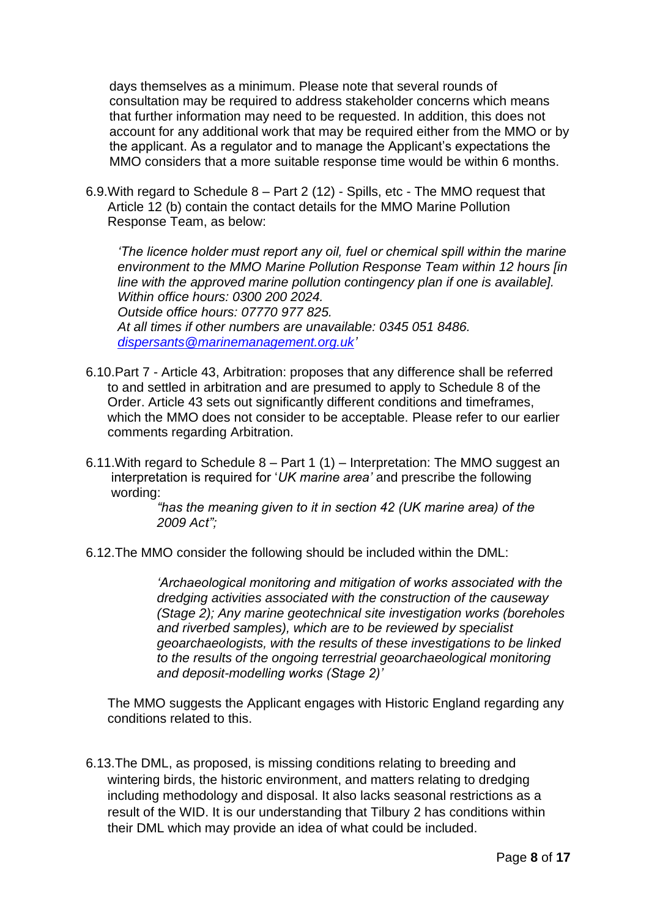days themselves as a minimum. Please note that several rounds of consultation may be required to address stakeholder concerns which means that further information may need to be requested. In addition, this does not account for any additional work that may be required either from the MMO or by the applicant. As a regulator and to manage the Applicant's expectations the MMO considers that a more suitable response time would be within 6 months.

6.9. With regard to Schedule 8 – Part 2 (12) - Spills, etc - The MMO request that Article 12 (b) contain the contact details for the MMO Marine Pollution Response Team, as below:

> *'The licence holder must report any oil, fuel or chemical spill within the marine environment to the MMO Marine Pollution Response Team within 12 hours [in line with the approved marine pollution contingency plan if one is available].*
> *Within office hours: 0300 200 2024.*
> *Outside office hours: 07770 977 825.*
> *At all times if other numbers are unavailable: 0345 051 8486.*
> *dispersants@marinemanagement.org.uk'*

6.10. Part 7 - Article 43, Arbitration: proposes that any difference shall be referred to and settled in arbitration and are presumed to apply to Schedule 8 of the Order. Article 43 sets out significantly different conditions and timeframes, which the MMO does not consider to be acceptable. Please refer to our earlier comments regarding Arbitration.

6.11. With regard to Schedule 8 – Part 1 (1) – Interpretation: The MMO suggest an interpretation is required for '*UK marine area'* and prescribe the following wording:

> *"has the meaning given to it in section 42 (UK marine area) of the 2009 Act";*

6.12. The MMO consider the following should be included within the DML:

> *'Archaeological monitoring and mitigation of works associated with the dredging activities associated with the construction of the causeway (Stage 2); Any marine geotechnical site investigation works (boreholes and riverbed samples), which are to be reviewed by specialist geoarchaeologists, with the results of these investigations to be linked to the results of the ongoing terrestrial geoarchaeological monitoring and deposit-modelling works (Stage 2)'*

The MMO suggests the Applicant engages with Historic England regarding any conditions related to this.

6.13. The DML, as proposed, is missing conditions relating to breeding and wintering birds, the historic environment, and matters relating to dredging including methodology and disposal. It also lacks seasonal restrictions as a result of the WID. It is our understanding that Tilbury 2 has conditions within their DML which may provide an idea of what could be included.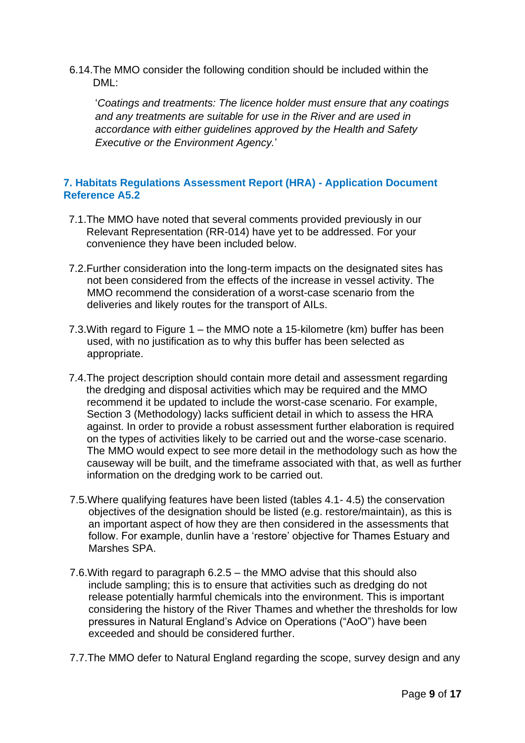6.14. The MMO consider the following condition should be included within the DML:

> '*Coatings and treatments: The licence holder must ensure that any coatings and any treatments are suitable for use in the River and are used in accordance with either guidelines approved by the Health and Safety Executive or the Environment Agency.*'

## 7. Habitats Regulations Assessment Report (HRA) - Application Document Reference A5.2

7.1. The MMO have noted that several comments provided previously in our Relevant Representation (RR-014) have yet to be addressed. For your convenience they have been included below.

7.2. Further consideration into the long-term impacts on the designated sites has not been considered from the effects of the increase in vessel activity. The MMO recommend the consideration of a worst-case scenario from the deliveries and likely routes for the transport of AILs.

7.3. With regard to Figure 1 – the MMO note a 15-kilometre (km) buffer has been used, with no justification as to why this buffer has been selected as appropriate.

7.4. The project description should contain more detail and assessment regarding the dredging and disposal activities which may be required and the MMO recommend it be updated to include the worst-case scenario. For example, Section 3 (Methodology) lacks sufficient detail in which to assess the HRA against. In order to provide a robust assessment further elaboration is required on the types of activities likely to be carried out and the worse-case scenario. The MMO would expect to see more detail in the methodology such as how the causeway will be built, and the timeframe associated with that, as well as further information on the dredging work to be carried out.

7.5. Where qualifying features have been listed (tables 4.1- 4.5) the conservation objectives of the designation should be listed (e.g. restore/maintain), as this is an important aspect of how they are then considered in the assessments that follow. For example, dunlin have a 'restore' objective for Thames Estuary and Marshes SPA.

7.6. With regard to paragraph 6.2.5 – the MMO advise that this should also include sampling; this is to ensure that activities such as dredging do not release potentially harmful chemicals into the environment. This is important considering the history of the River Thames and whether the thresholds for low pressures in Natural England's Advice on Operations ("AoO") have been exceeded and should be considered further.

7.7. The MMO defer to Natural England regarding the scope, survey design and any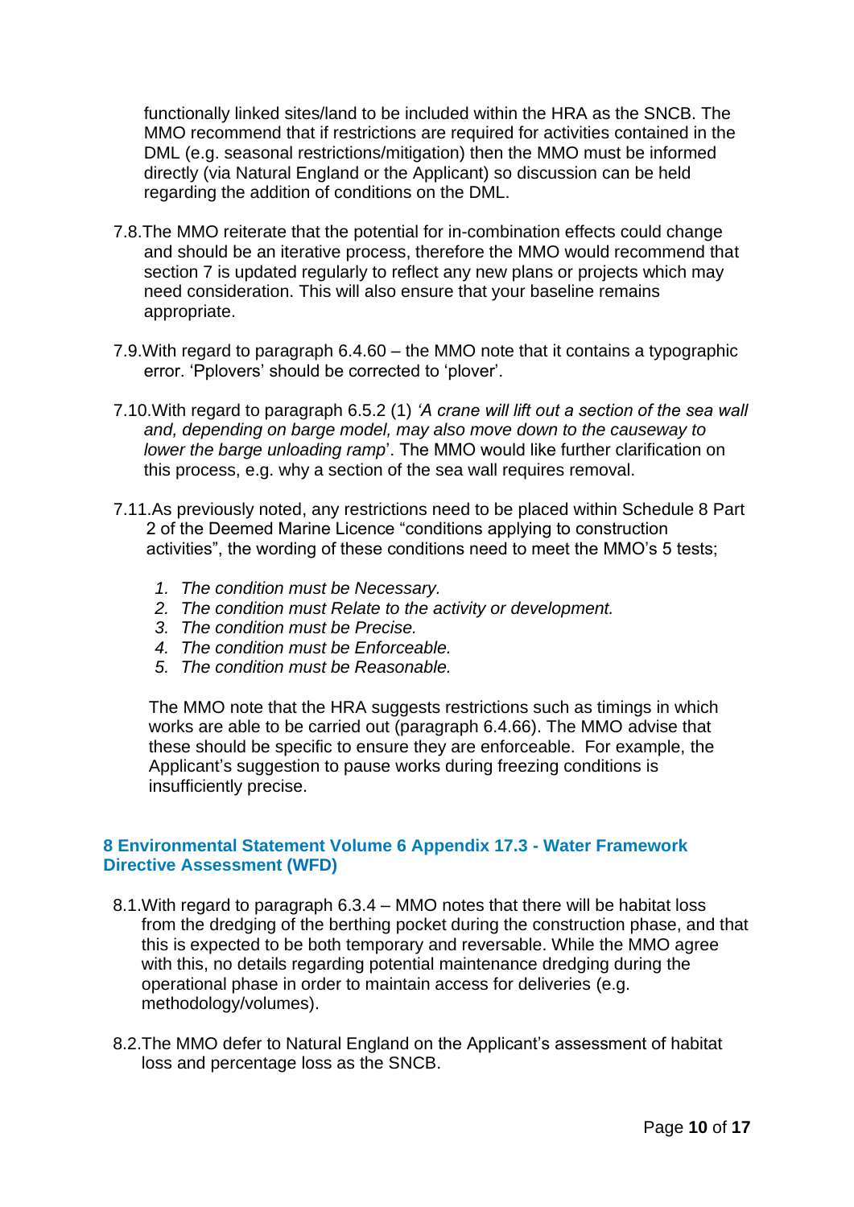functionally linked sites/land to be included within the HRA as the SNCB. The MMO recommend that if restrictions are required for activities contained in the DML (e.g. seasonal restrictions/mitigation) then the MMO must be informed directly (via Natural England or the Applicant) so discussion can be held regarding the addition of conditions on the DML.

7.8. The MMO reiterate that the potential for in-combination effects could change and should be an iterative process, therefore the MMO would recommend that section 7 is updated regularly to reflect any new plans or projects which may need consideration. This will also ensure that your baseline remains appropriate.

7.9. With regard to paragraph 6.4.60 – the MMO note that it contains a typographic error. 'Pplovers' should be corrected to 'plover'.

7.10. With regard to paragraph 6.5.2 (1) *'A crane will lift out a section of the sea wall and, depending on barge model, may also move down to the causeway to lower the barge unloading ramp*'. The MMO would like further clarification on this process, e.g. why a section of the sea wall requires removal.

7.11. As previously noted, any restrictions need to be placed within Schedule 8 Part 2 of the Deemed Marine Licence "conditions applying to construction activities", the wording of these conditions need to meet the MMO's 5 tests;

1. *The condition must be Necessary.*
2. *The condition must Relate to the activity or development.*
3. *The condition must be Precise.*
4. *The condition must be Enforceable.*
5. *The condition must be Reasonable.*

The MMO note that the HRA suggests restrictions such as timings in which works are able to be carried out (paragraph 6.4.66). The MMO advise that these should be specific to ensure they are enforceable. For example, the Applicant's suggestion to pause works during freezing conditions is insufficiently precise.

## 8 Environmental Statement Volume 6 Appendix 17.3 - Water Framework Directive Assessment (WFD)

8.1. With regard to paragraph 6.3.4 – MMO notes that there will be habitat loss from the dredging of the berthing pocket during the construction phase, and that this is expected to be both temporary and reversable. While the MMO agree with this, no details regarding potential maintenance dredging during the operational phase in order to maintain access for deliveries (e.g. methodology/volumes).

8.2. The MMO defer to Natural England on the Applicant's assessment of habitat loss and percentage loss as the SNCB.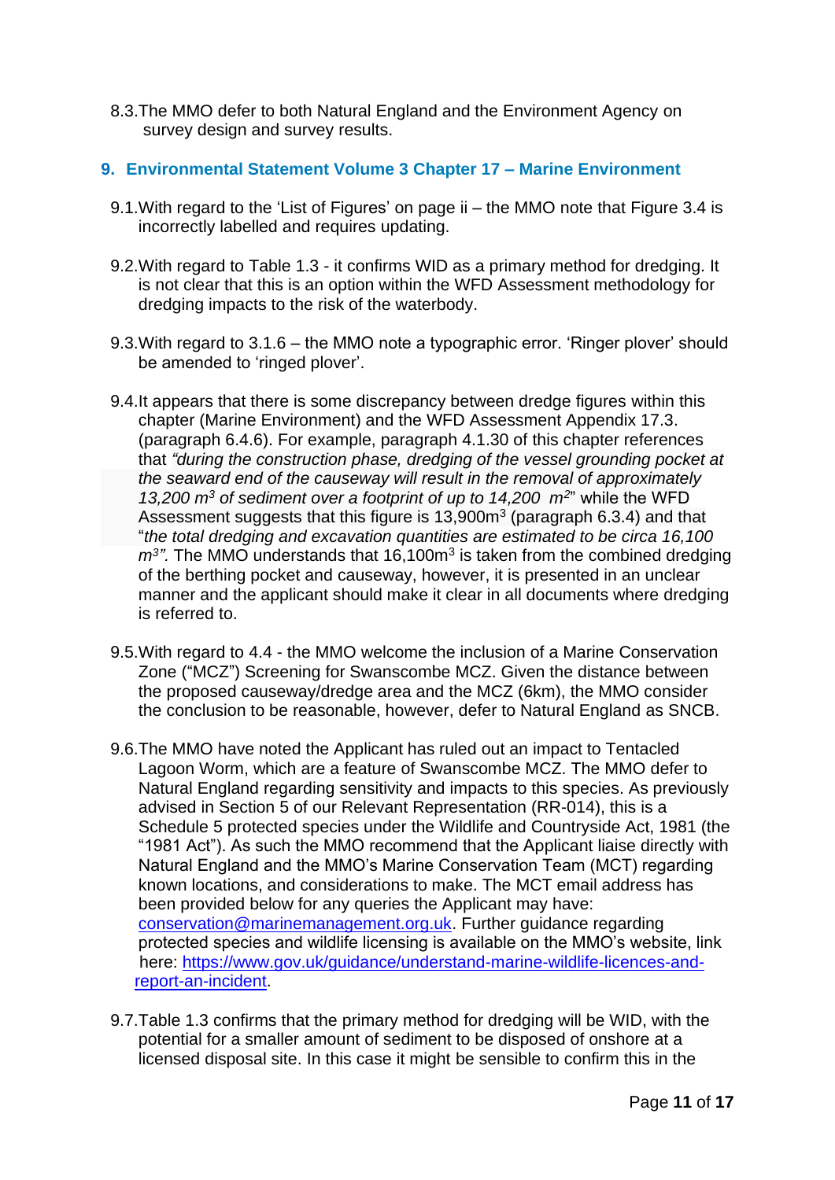8.3. The MMO defer to both Natural England and the Environment Agency on survey design and survey results.

## 9. Environmental Statement Volume 3 Chapter 17 – Marine Environment

9.1. With regard to the 'List of Figures' on page ii – the MMO note that Figure 3.4 is incorrectly labelled and requires updating.

9.2. With regard to Table 1.3 - it confirms WID as a primary method for dredging. It is not clear that this is an option within the WFD Assessment methodology for dredging impacts to the risk of the waterbody.

9.3. With regard to 3.1.6 – the MMO note a typographic error. 'Ringer plover' should be amended to 'ringed plover'.

9.4. It appears that there is some discrepancy between dredge figures within this chapter (Marine Environment) and the WFD Assessment Appendix 17.3. (paragraph 6.4.6). For example, paragraph 4.1.30 of this chapter references that *"during the construction phase, dredging of the vessel grounding pocket at the seaward end of the causeway will result in the removal of approximately 13,200 $m^3$ of sediment over a footprint of up to 14,200 $m^2$"* while the WFD Assessment suggests that this figure is 13,900$m^3$ (paragraph 6.3.4) and that "*the total dredging and excavation quantities are estimated to be circa 16,100 $m^3$".* The MMO understands that 16,100$m^3$ is taken from the combined dredging of the berthing pocket and causeway, however, it is presented in an unclear manner and the applicant should make it clear in all documents where dredging is referred to.

9.5. With regard to 4.4 - the MMO welcome the inclusion of a Marine Conservation Zone ("MCZ") Screening for Swanscombe MCZ. Given the distance between the proposed causeway/dredge area and the MCZ (6km), the MMO consider the conclusion to be reasonable, however, defer to Natural England as SNCB.

9.6. The MMO have noted the Applicant has ruled out an impact to Tentacled Lagoon Worm, which are a feature of Swanscombe MCZ. The MMO defer to Natural England regarding sensitivity and impacts to this species. As previously advised in Section 5 of our Relevant Representation (RR-014), this is a Schedule 5 protected species under the Wildlife and Countryside Act, 1981 (the "1981 Act"). As such the MMO recommend that the Applicant liaise directly with Natural England and the MMO's Marine Conservation Team (MCT) regarding known locations, and considerations to make. The MCT email address has been provided below for any queries the Applicant may have: conservation@marinemanagement.org.uk. Further guidance regarding protected species and wildlife licensing is available on the MMO's website, link here: https://www.gov.uk/guidance/understand-marine-wildlife-licences-and-report-an-incident.

9.7. Table 1.3 confirms that the primary method for dredging will be WID, with the potential for a smaller amount of sediment to be disposed of onshore at a licensed disposal site. In this case it might be sensible to confirm this in the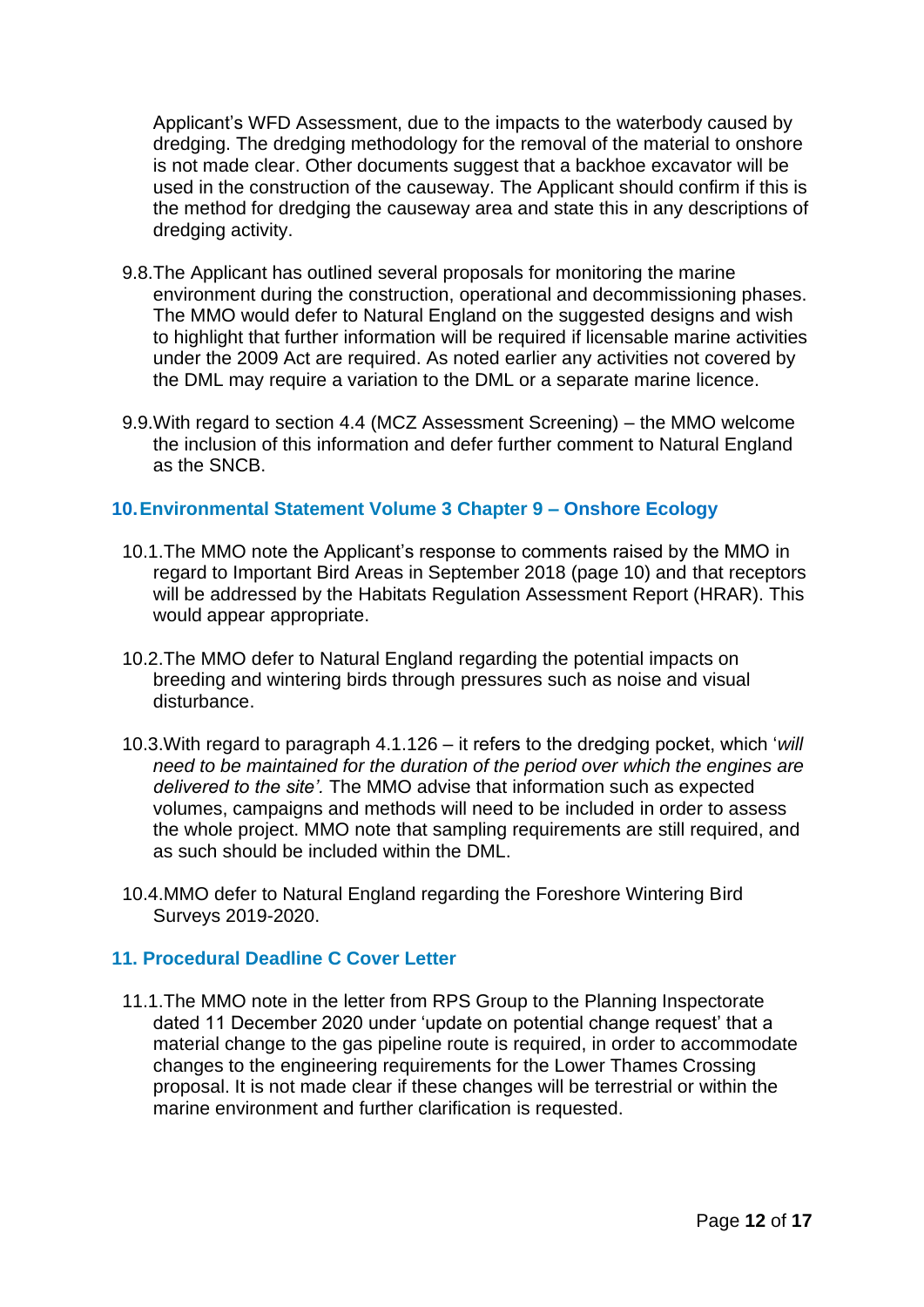Applicant's WFD Assessment, due to the impacts to the waterbody caused by dredging. The dredging methodology for the removal of the material to onshore is not made clear. Other documents suggest that a backhoe excavator will be used in the construction of the causeway. The Applicant should confirm if this is the method for dredging the causeway area and state this in any descriptions of dredging activity.

9.8. The Applicant has outlined several proposals for monitoring the marine environment during the construction, operational and decommissioning phases. The MMO would defer to Natural England on the suggested designs and wish to highlight that further information will be required if licensable marine activities under the 2009 Act are required. As noted earlier any activities not covered by the DML may require a variation to the DML or a separate marine licence.

9.9. With regard to section 4.4 (MCZ Assessment Screening) – the MMO welcome the inclusion of this information and defer further comment to Natural England as the SNCB.

## 10. Environmental Statement Volume 3 Chapter 9 – Onshore Ecology

10.1. The MMO note the Applicant's response to comments raised by the MMO in regard to Important Bird Areas in September 2018 (page 10) and that receptors will be addressed by the Habitats Regulation Assessment Report (HRAR). This would appear appropriate.

10.2. The MMO defer to Natural England regarding the potential impacts on breeding and wintering birds through pressures such as noise and visual disturbance.

10.3. With regard to paragraph 4.1.126 – it refers to the dredging pocket, which '*will need to be maintained for the duration of the period over which the engines are delivered to the site'.* The MMO advise that information such as expected volumes, campaigns and methods will need to be included in order to assess the whole project. MMO note that sampling requirements are still required, and as such should be included within the DML.

10.4. MMO defer to Natural England regarding the Foreshore Wintering Bird Surveys 2019-2020.

## 11. Procedural Deadline C Cover Letter

11.1. The MMO note in the letter from RPS Group to the Planning Inspectorate dated 11 December 2020 under 'update on potential change request' that a material change to the gas pipeline route is required, in order to accommodate changes to the engineering requirements for the Lower Thames Crossing proposal. It is not made clear if these changes will be terrestrial or within the marine environment and further clarification is requested.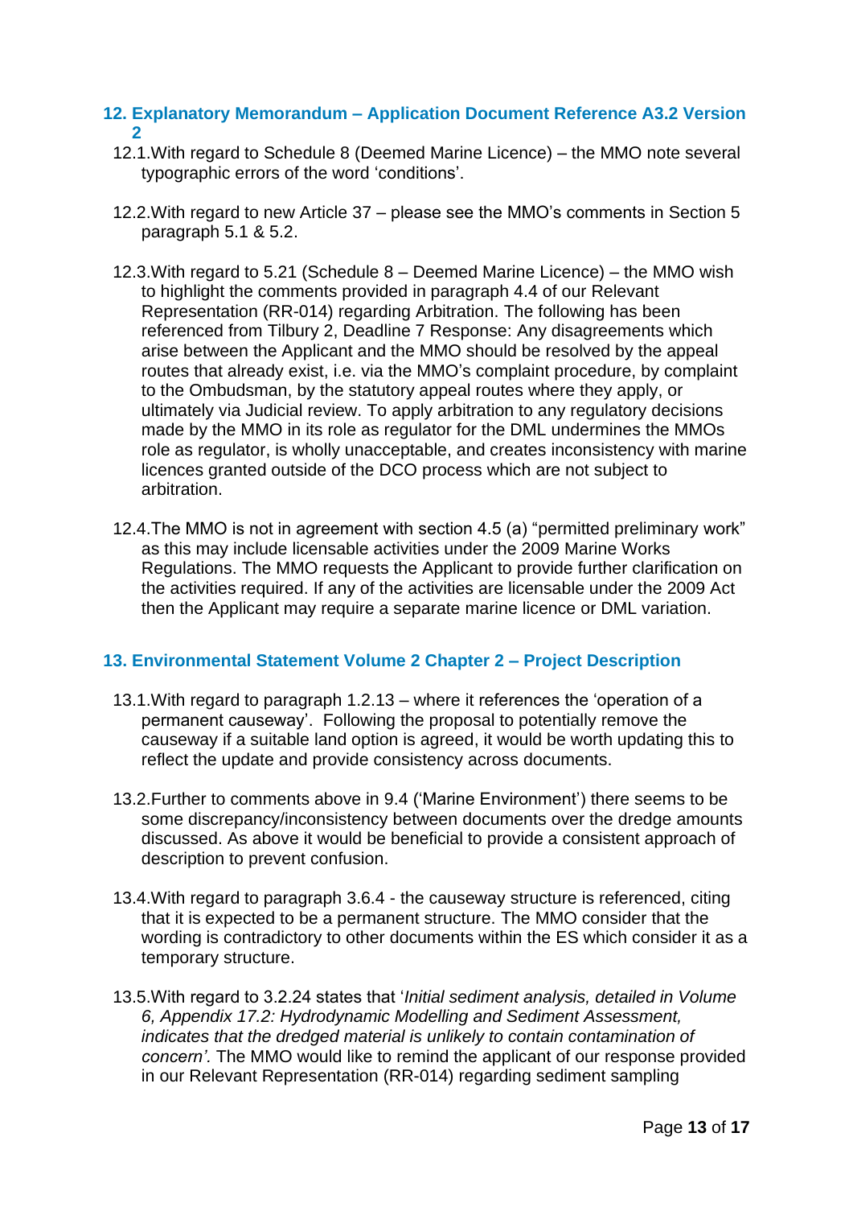## 12. Explanatory Memorandum – Application Document Reference A3.2 Version 2

12.1. With regard to Schedule 8 (Deemed Marine Licence) – the MMO note several typographic errors of the word 'conditions'.

12.2. With regard to new Article 37 – please see the MMO's comments in Section 5 paragraph 5.1 & 5.2.

12.3. With regard to 5.21 (Schedule 8 – Deemed Marine Licence) – the MMO wish to highlight the comments provided in paragraph 4.4 of our Relevant Representation (RR-014) regarding Arbitration. The following has been referenced from Tilbury 2, Deadline 7 Response: Any disagreements which arise between the Applicant and the MMO should be resolved by the appeal routes that already exist, i.e. via the MMO's complaint procedure, by complaint to the Ombudsman, by the statutory appeal routes where they apply, or ultimately via Judicial review. To apply arbitration to any regulatory decisions made by the MMO in its role as regulator for the DML undermines the MMOs role as regulator, is wholly unacceptable, and creates inconsistency with marine licences granted outside of the DCO process which are not subject to arbitration.

12.4. The MMO is not in agreement with section 4.5 (a) "permitted preliminary work" as this may include licensable activities under the 2009 Marine Works Regulations. The MMO requests the Applicant to provide further clarification on the activities required. If any of the activities are licensable under the 2009 Act then the Applicant may require a separate marine licence or DML variation.

## 13. Environmental Statement Volume 2 Chapter 2 – Project Description

13.1. With regard to paragraph 1.2.13 – where it references the 'operation of a permanent causeway'. Following the proposal to potentially remove the causeway if a suitable land option is agreed, it would be worth updating this to reflect the update and provide consistency across documents.

13.2. Further to comments above in 9.4 ('Marine Environment') there seems to be some discrepancy/inconsistency between documents over the dredge amounts discussed. As above it would be beneficial to provide a consistent approach of description to prevent confusion.

13.4. With regard to paragraph 3.6.4 - the causeway structure is referenced, citing that it is expected to be a permanent structure. The MMO consider that the wording is contradictory to other documents within the ES which consider it as a temporary structure.

13.5. With regard to 3.2.24 states that '*Initial sediment analysis, detailed in Volume 6, Appendix 17.2: Hydrodynamic Modelling and Sediment Assessment, indicates that the dredged material is unlikely to contain contamination of concern'.* The MMO would like to remind the applicant of our response provided in our Relevant Representation (RR-014) regarding sediment sampling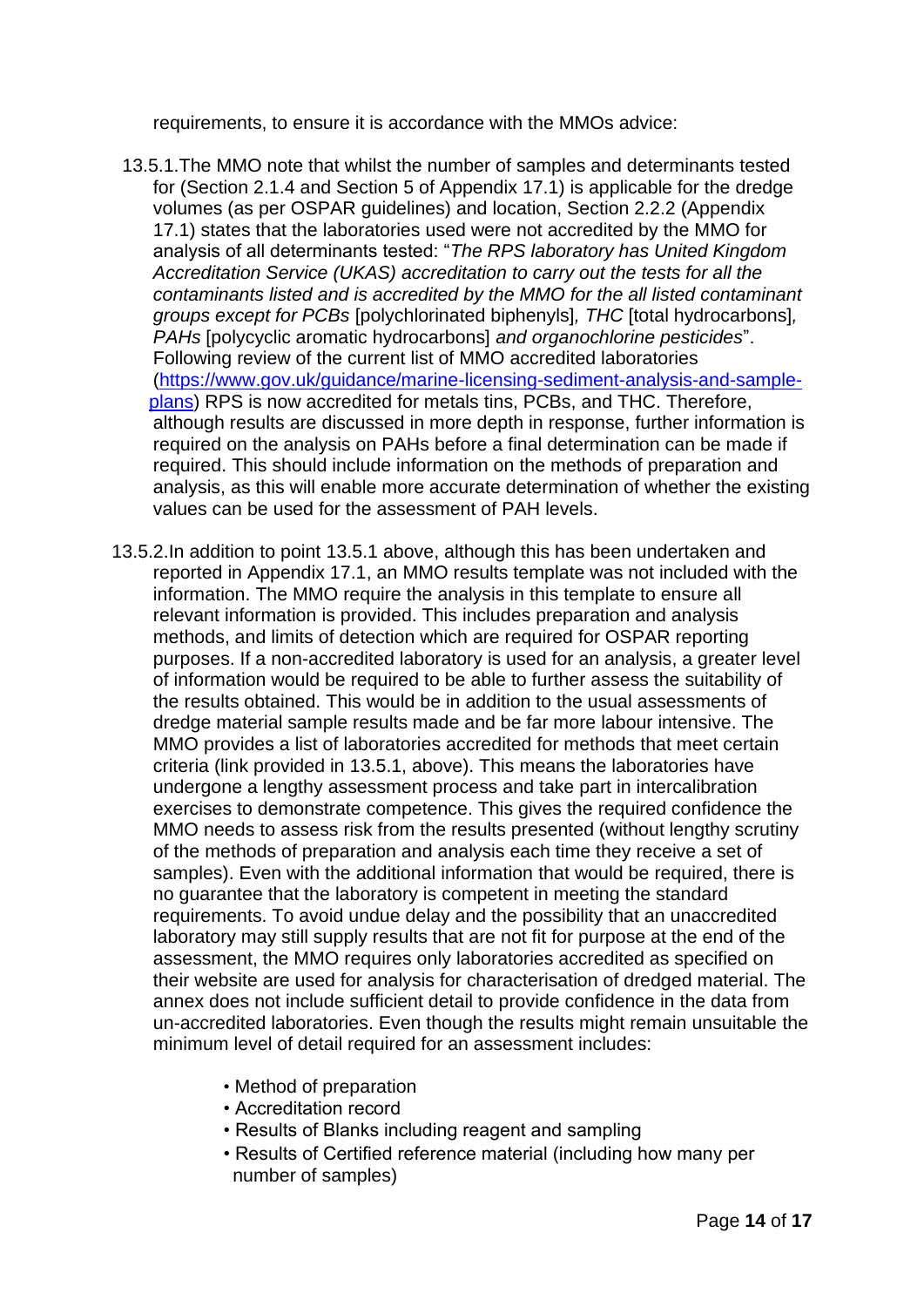requirements, to ensure it is accordance with the MMOs advice:

13.5.1. The MMO note that whilst the number of samples and determinants tested for (Section 2.1.4 and Section 5 of Appendix 17.1) is applicable for the dredge volumes (as per OSPAR guidelines) and location, Section 2.2.2 (Appendix 17.1) states that the laboratories used were not accredited by the MMO for analysis of all determinants tested: "*The RPS laboratory has United Kingdom Accreditation Service (UKAS) accreditation to carry out the tests for all the contaminants listed and is accredited by the MMO for the all listed contaminant groups except for PCBs* [polychlorinated biphenyls]*, THC* [total hydrocarbons]*, PAHs* [polycyclic aromatic hydrocarbons] *and organochlorine pesticides*". Following review of the current list of MMO accredited laboratories ([https://www.gov.uk/guidance/marine-licensing-sediment-analysis-and-sample-plans](https://www.gov.uk/guidance/marine-licensing-sediment-analysis-and-sample-plans)) RPS is now accredited for metals tins, PCBs, and THC. Therefore, although results are discussed in more depth in response, further information is required on the analysis on PAHs before a final determination can be made if required. This should include information on the methods of preparation and analysis, as this will enable more accurate determination of whether the existing values can be used for the assessment of PAH levels.

13.5.2. In addition to point 13.5.1 above, although this has been undertaken and reported in Appendix 17.1, an MMO results template was not included with the information. The MMO require the analysis in this template to ensure all relevant information is provided. This includes preparation and analysis methods, and limits of detection which are required for OSPAR reporting purposes. If a non-accredited laboratory is used for an analysis, a greater level of information would be required to be able to further assess the suitability of the results obtained. This would be in addition to the usual assessments of dredge material sample results made and be far more labour intensive. The MMO provides a list of laboratories accredited for methods that meet certain criteria (link provided in 13.5.1, above). This means the laboratories have undergone a lengthy assessment process and take part in intercalibration exercises to demonstrate competence. This gives the required confidence the MMO needs to assess risk from the results presented (without lengthy scrutiny of the methods of preparation and analysis each time they receive a set of samples). Even with the additional information that would be required, there is no guarantee that the laboratory is competent in meeting the standard requirements. To avoid undue delay and the possibility that an unaccredited laboratory may still supply results that are not fit for purpose at the end of the assessment, the MMO requires only laboratories accredited as specified on their website are used for analysis for characterisation of dredged material. The annex does not include sufficient detail to provide confidence in the data from un-accredited laboratories. Even though the results might remain unsuitable the minimum level of detail required for an assessment includes:

- Method of preparation
- Accreditation record
- Results of Blanks including reagent and sampling
- Results of Certified reference material (including how many per number of samples)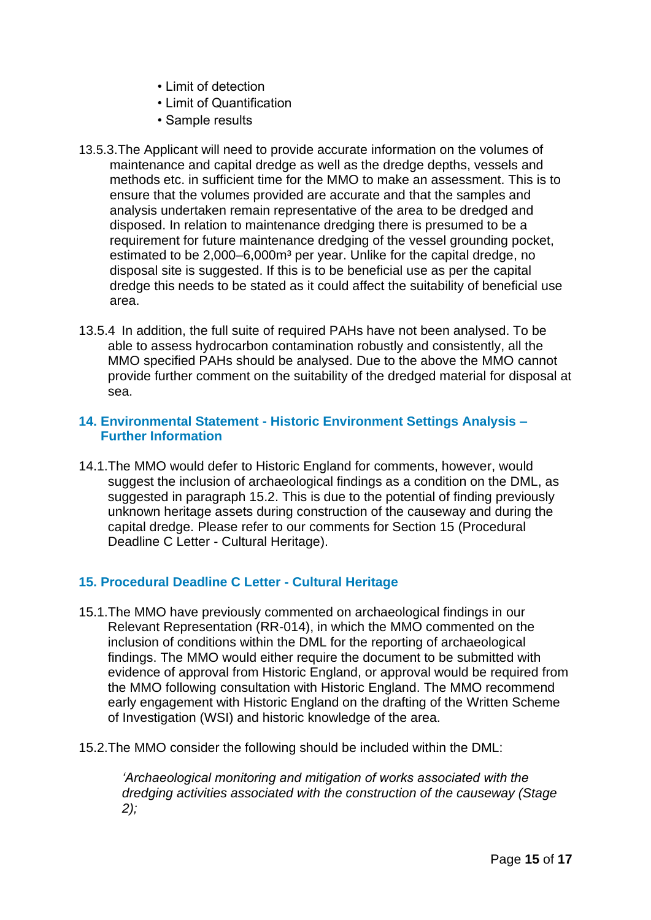- Limit of detection
- Limit of Quantification
- Sample results

13.5.3. The Applicant will need to provide accurate information on the volumes of maintenance and capital dredge as well as the dredge depths, vessels and methods etc. in sufficient time for the MMO to make an assessment. This is to ensure that the volumes provided are accurate and that the samples and analysis undertaken remain representative of the area to be dredged and disposed. In relation to maintenance dredging there is presumed to be a requirement for future maintenance dredging of the vessel grounding pocket, estimated to be 2,000–6,000m³ per year. Unlike for the capital dredge, no disposal site is suggested. If this is to be beneficial use as per the capital dredge this needs to be stated as it could affect the suitability of beneficial use area.

13.5.4 In addition, the full suite of required PAHs have not been analysed. To be able to assess hydrocarbon contamination robustly and consistently, all the MMO specified PAHs should be analysed. Due to the above the MMO cannot provide further comment on the suitability of the dredged material for disposal at sea.

## 14. Environmental Statement - Historic Environment Settings Analysis – Further Information

14.1. The MMO would defer to Historic England for comments, however, would suggest the inclusion of archaeological findings as a condition on the DML, as suggested in paragraph 15.2. This is due to the potential of finding previously unknown heritage assets during construction of the causeway and during the capital dredge. Please refer to our comments for Section 15 (Procedural Deadline C Letter - Cultural Heritage).

## 15. Procedural Deadline C Letter - Cultural Heritage

15.1. The MMO have previously commented on archaeological findings in our Relevant Representation (RR-014), in which the MMO commented on the inclusion of conditions within the DML for the reporting of archaeological findings. The MMO would either require the document to be submitted with evidence of approval from Historic England, or approval would be required from the MMO following consultation with Historic England. The MMO recommend early engagement with Historic England on the drafting of the Written Scheme of Investigation (WSI) and historic knowledge of the area.

15.2. The MMO consider the following should be included within the DML:

*'Archaeological monitoring and mitigation of works associated with the dredging activities associated with the construction of the causeway (Stage 2);*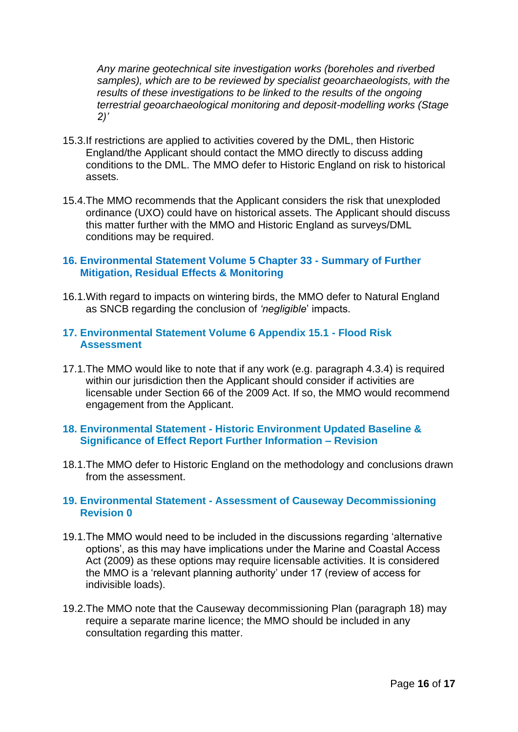*Any marine geotechnical site investigation works (boreholes and riverbed samples), which are to be reviewed by specialist geoarchaeologists, with the results of these investigations to be linked to the results of the ongoing terrestrial geoarchaeological monitoring and deposit-modelling works (Stage 2)'*

15.3. If restrictions are applied to activities covered by the DML, then Historic England/the Applicant should contact the MMO directly to discuss adding conditions to the DML. The MMO defer to Historic England on risk to historical assets.

15.4. The MMO recommends that the Applicant considers the risk that unexploded ordinance (UXO) could have on historical assets. The Applicant should discuss this matter further with the MMO and Historic England as surveys/DML conditions may be required.

## 16. Environmental Statement Volume 5 Chapter 33 - Summary of Further Mitigation, Residual Effects & Monitoring

16.1. With regard to impacts on wintering birds, the MMO defer to Natural England as SNCB regarding the conclusion of *'negligible*' impacts.

## 17. Environmental Statement Volume 6 Appendix 15.1 - Flood Risk Assessment

17.1. The MMO would like to note that if any work (e.g. paragraph 4.3.4) is required within our jurisdiction then the Applicant should consider if activities are licensable under Section 66 of the 2009 Act. If so, the MMO would recommend engagement from the Applicant.

## 18. Environmental Statement - Historic Environment Updated Baseline & Significance of Effect Report Further Information – Revision

18.1. The MMO defer to Historic England on the methodology and conclusions drawn from the assessment.

## 19. Environmental Statement - Assessment of Causeway Decommissioning Revision 0

19.1. The MMO would need to be included in the discussions regarding 'alternative options', as this may have implications under the Marine and Coastal Access Act (2009) as these options may require licensable activities. It is considered the MMO is a 'relevant planning authority' under 17 (review of access for indivisible loads).

19.2. The MMO note that the Causeway decommissioning Plan (paragraph 18) may require a separate marine licence; the MMO should be included in any consultation regarding this matter.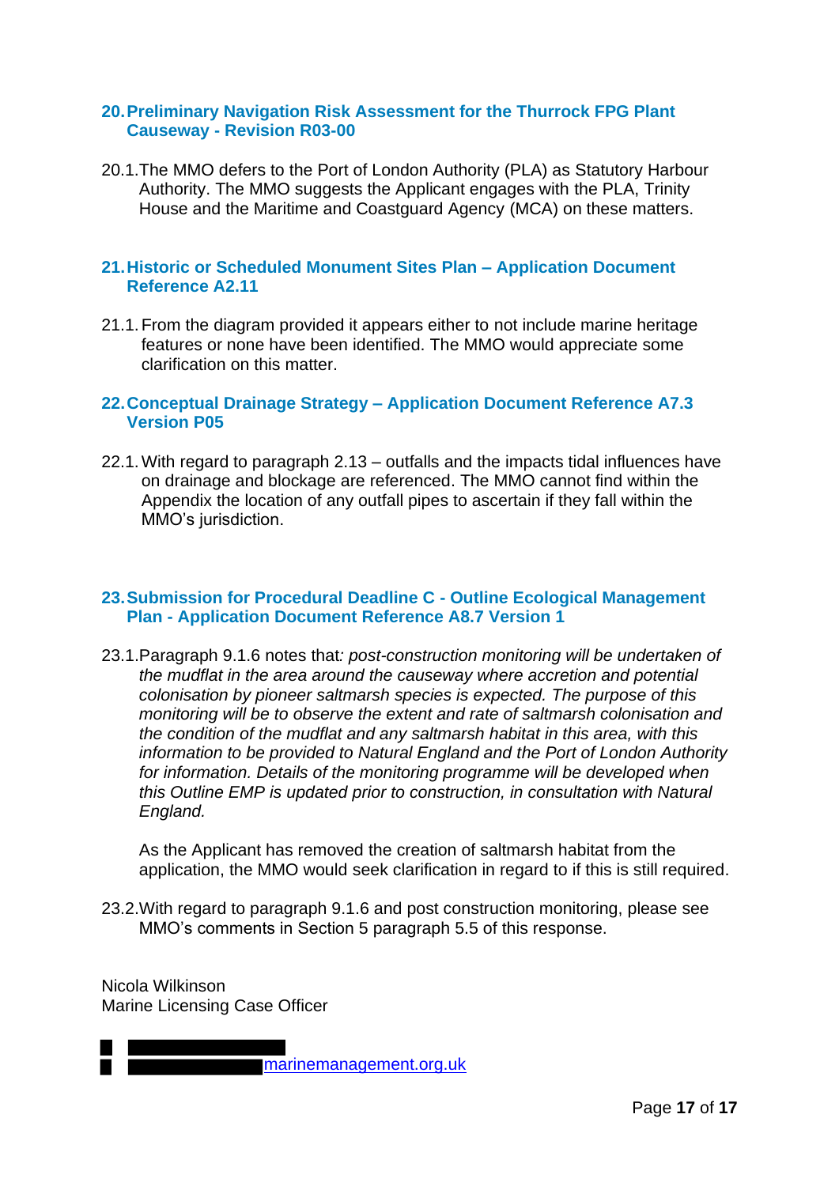## 20. Preliminary Navigation Risk Assessment for the Thurrock FPG Plant Causeway - Revision R03-00

20.1. The MMO defers to the Port of London Authority (PLA) as Statutory Harbour Authority. The MMO suggests the Applicant engages with the PLA, Trinity House and the Maritime and Coastguard Agency (MCA) on these matters.

## 21. Historic or Scheduled Monument Sites Plan – Application Document Reference A2.11

21.1. From the diagram provided it appears either to not include marine heritage features or none have been identified. The MMO would appreciate some clarification on this matter.

## 22. Conceptual Drainage Strategy – Application Document Reference A7.3 Version P05

22.1. With regard to paragraph 2.13 – outfalls and the impacts tidal influences have on drainage and blockage are referenced. The MMO cannot find within the Appendix the location of any outfall pipes to ascertain if they fall within the MMO's jurisdiction.

## 23. Submission for Procedural Deadline C - Outline Ecological Management Plan - Application Document Reference A8.7 Version 1

23.1. Paragraph 9.1.6 notes that*: post-construction monitoring will be undertaken of the mudflat in the area around the causeway where accretion and potential colonisation by pioneer saltmarsh species is expected. The purpose of this monitoring will be to observe the extent and rate of saltmarsh colonisation and the condition of the mudflat and any saltmarsh habitat in this area, with this information to be provided to Natural England and the Port of London Authority for information. Details of the monitoring programme will be developed when this Outline EMP is updated prior to construction, in consultation with Natural England.*

As the Applicant has removed the creation of saltmarsh habitat from the application, the MMO would seek clarification in regard to if this is still required.

23.2. With regard to paragraph 9.1.6 and post construction monitoring, please see MMO's comments in Section 5 paragraph 5.5 of this response.

Nicola Wilkinson
Marine Licensing Case Officer

marinemanagement.org.uk